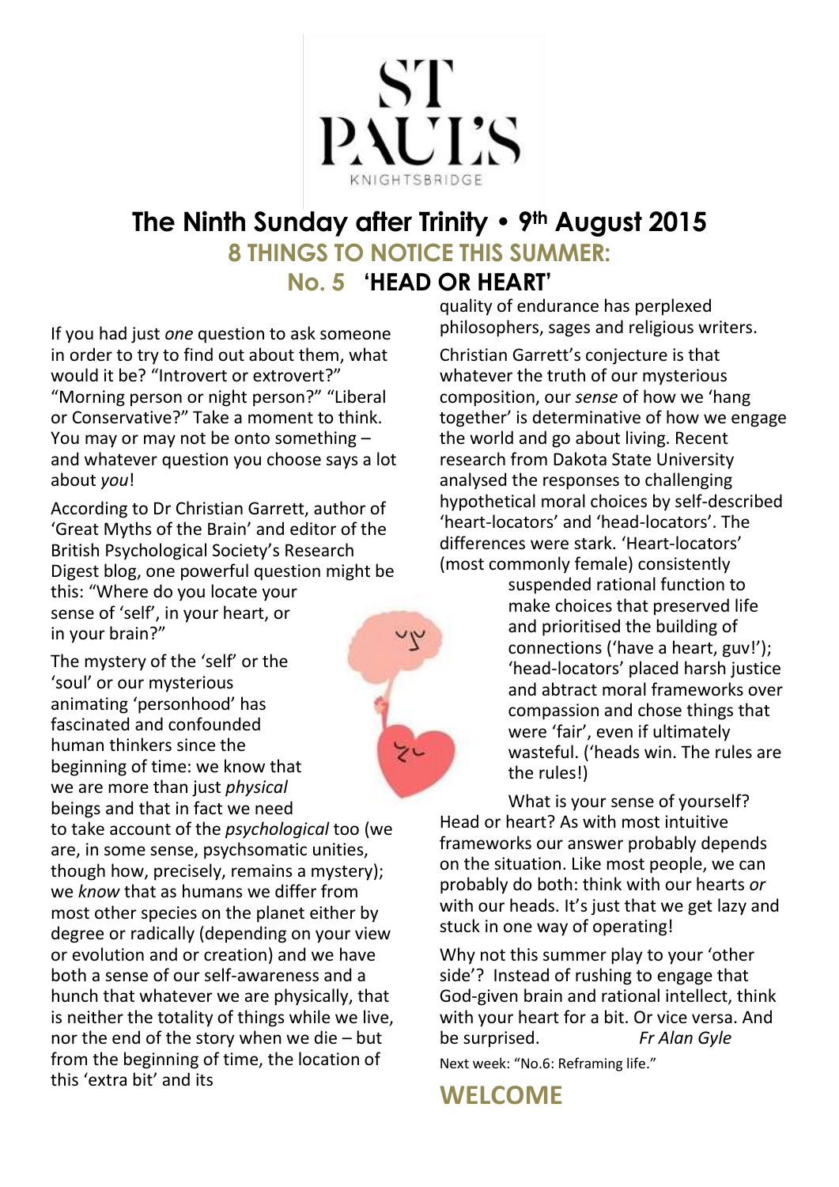ST PAUL'S

KNIGHTSBRIDGE

# The Ninth Sunday after Trinity • 9th August 2015

## 8 THINGS TO NOTICE THIS SUMMER:

## No. 5 'HEAD OR HEART'

If you had just *one* question to ask someone in order to try to find out about them, what would it be? "Introvert or extrovert?" "Morning person or night person?" "Liberal or Conservative?" Take a moment to think. You may or may not be onto something – and whatever question you choose says a lot about *you*!

According to Dr Christian Garrett, author of 'Great Myths of the Brain' and editor of the British Psychological Society's Research Digest blog, one powerful question might be this: "Where do you locate your sense of 'self', in your heart, or in your brain?"

The mystery of the 'self' or the 'soul' or our mysterious animating 'personhood' has fascinated and confounded human thinkers since the beginning of time: we know that we are more than just *physical* beings and that in fact we need to take account of the *psychological* too (we are, in some sense, psychsomatic unities, though how, precisely, remains a mystery); we *know* that as humans we differ from most other species on the planet either by degree or radically (depending on your view or evolution and or creation) and we have both a sense of our self-awareness and a hunch that whatever we are physically, that is neither the totality of things while we live, nor the end of the story when we die – but from the beginning of time, the location of this 'extra bit' and its quality of endurance has perplexed philosophers, sages and religious writers.

Christian Garrett's conjecture is that whatever the truth of our mysterious composition, our *sense* of how we 'hang together' is determinative of how we engage the world and go about living. Recent research from Dakota State University analysed the responses to challenging hypothetical moral choices by self-described 'heart-locators' and 'head-locators'. The differences were stark. 'Heart-locators' (most commonly female) consistently suspended rational function to make choices that preserved life and prioritised the building of connections ('have a heart, guv!'); 'head-locators' placed harsh justice and abtract moral frameworks over compassion and chose things that were 'fair', even if ultimately wasteful. ('heads win. The rules are the rules!)

What is your sense of yourself? Head or heart? As with most intuitive frameworks our answer probably depends on the situation. Like most people, we can probably do both: think with our hearts *or* with our heads. It's just that we get lazy and stuck in one way of operating!

Why not this summer play to your 'other side'? Instead of rushing to engage that God-given brain and rational intellect, think with your heart for a bit. Or vice versa. And be surprised. *Fr Alan Gyle*

Next week: "No.6: Reframing life."

## WELCOME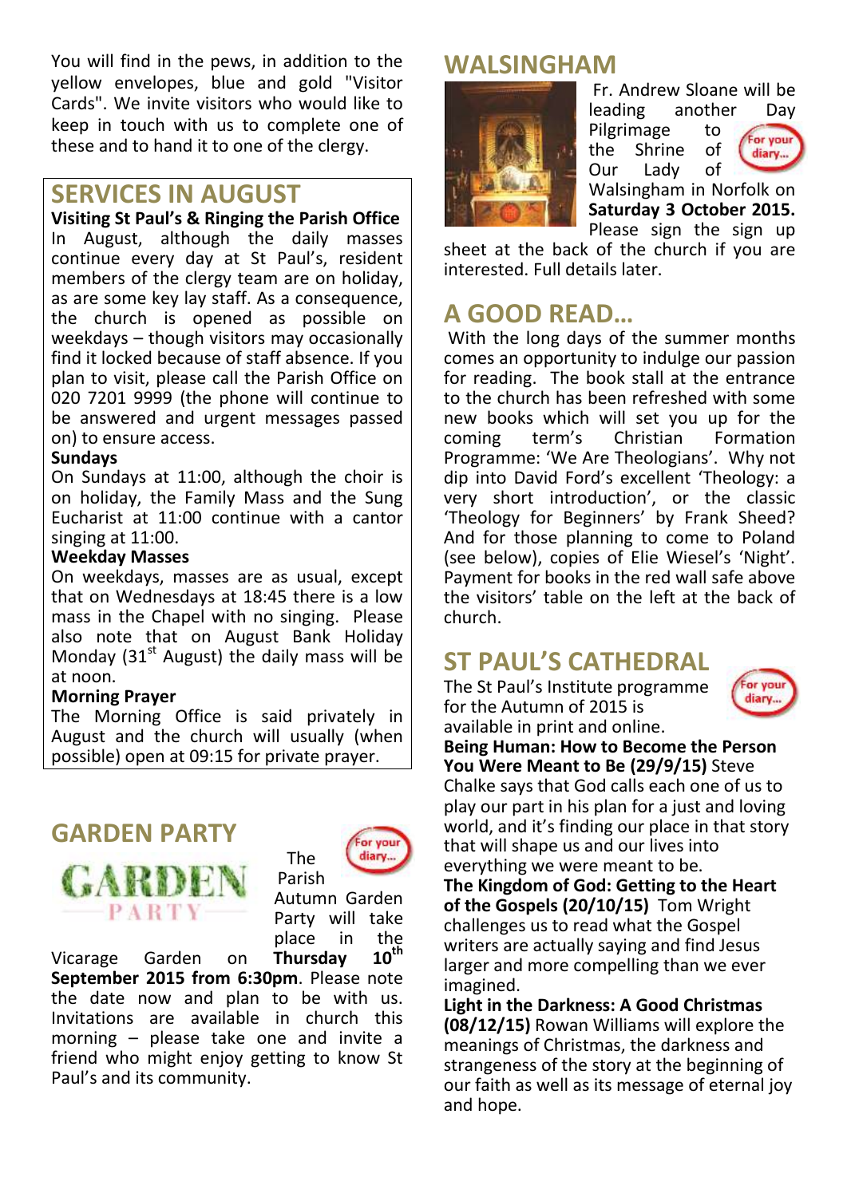You will find in the pews, in addition to the yellow envelopes, blue and gold "Visitor Cards". We invite visitors who would like to keep in touch with us to complete one of these and to hand it to one of the clergy.

## SERVICES IN AUGUST

**Visiting St Paul's & Ringing the Parish Office**

In August, although the daily masses continue every day at St Paul's, resident members of the clergy team are on holiday, as are some key lay staff. As a consequence, the church is opened as possible on weekdays – though visitors may occasionally find it locked because of staff absence. If you plan to visit, please call the Parish Office on 020 7201 9999 (the phone will continue to be answered and urgent messages passed on) to ensure access.

**Sundays**

On Sundays at 11:00, although the choir is on holiday, the Family Mass and the Sung Eucharist at 11:00 continue with a cantor singing at 11:00.

**Weekday Masses**

On weekdays, masses are as usual, except that on Wednesdays at 18:45 there is a low mass in the Chapel with no singing. Please also note that on August Bank Holiday Monday (31st August) the daily mass will be at noon.

**Morning Prayer**

The Morning Office is said privately in August and the church will usually (when possible) open at 09:15 for private prayer.

## GARDEN PARTY

For your diary...

The Parish Autumn Garden Party will take place in the Vicarage Garden on **Thursday 10th September 2015 from 6:30pm**. Please note the date now and plan to be with us. Invitations are available in church this morning – please take one and invite a friend who might enjoy getting to know St Paul's and its community.

## WALSINGHAM

For your diary...

Fr. Andrew Sloane will be leading another Day Pilgrimage to the Shrine of Our Lady of Walsingham in Norfolk on **Saturday 3 October 2015.** Please sign the sign up sheet at the back of the church if you are interested. Full details later.

## A GOOD READ…

With the long days of the summer months comes an opportunity to indulge our passion for reading. The book stall at the entrance to the church has been refreshed with some new books which will set you up for the coming term's Christian Formation Programme: 'We Are Theologians'. Why not dip into David Ford's excellent 'Theology: a very short introduction', or the classic 'Theology for Beginners' by Frank Sheed? And for those planning to come to Poland (see below), copies of Elie Wiesel's 'Night'. Payment for books in the red wall safe above the visitors' table on the left at the back of church.

## ST PAUL'S CATHEDRAL

For your diary...

The St Paul's Institute programme for the Autumn of 2015 is available in print and online.

**Being Human: How to Become the Person You Were Meant to Be (29/9/15)** Steve Chalke says that God calls each one of us to play our part in his plan for a just and loving world, and it's finding our place in that story that will shape us and our lives into everything we were meant to be.

**The Kingdom of God: Getting to the Heart of the Gospels (20/10/15)** Tom Wright challenges us to read what the Gospel writers are actually saying and find Jesus larger and more compelling than we ever imagined.

**Light in the Darkness: A Good Christmas (08/12/15)** Rowan Williams will explore the meanings of Christmas, the darkness and strangeness of the story at the beginning of our faith as well as its message of eternal joy and hope.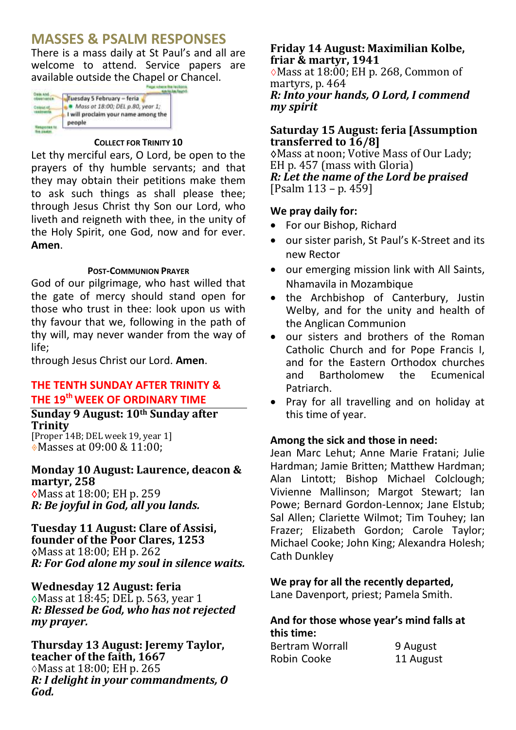# MASSES & PSALM RESPONSES

There is a mass daily at St Paul's and all are welcome to attend. Service papers are available outside the Chapel or Chancel.

Date and observance — **Tuesday 5 February – feria**
Colour of vestments — ● *Mass at 18:00; DEL p.80, year 1;*
Response to the psalm — I will proclaim your name among the people
Page where the lections are to be found.

### COLLECT FOR TRINITY 10

Let thy merciful ears, O Lord, be open to the prayers of thy humble servants; and that they may obtain their petitions make them to ask such things as shall please thee; through Jesus Christ thy Son our Lord, who liveth and reigneth with thee, in the unity of the Holy Spirit, one God, now and for ever. **Amen**.

### POST-COMMUNION PRAYER

God of our pilgrimage, who hast willed that the gate of mercy should stand open for those who trust in thee: look upon us with thy favour that we, following in the path of thy will, may never wander from the way of life;
through Jesus Christ our Lord. **Amen**.

## THE TENTH SUNDAY AFTER TRINITY & THE 19th WEEK OF ORDINARY TIME

**Sunday 9 August: 10th Sunday after Trinity**
[Proper 14B; DEL week 19, year 1]
◊Masses at 09:00 & 11:00;

**Monday 10 August: Laurence, deacon & martyr, 258**
◊Mass at 18:00; EH p. 259
***R: Be joyful in God, all you lands.***

**Tuesday 11 August: Clare of Assisi, founder of the Poor Clares, 1253**
◊Mass at 18:00; EH p. 262
***R: For God alone my soul in silence waits.***

**Wednesday 12 August: feria**
◊Mass at 18:45; DEL p. 563, year 1
***R: Blessed be God, who has not rejected my prayer.***

**Thursday 13 August: Jeremy Taylor, teacher of the faith, 1667**
◊Mass at 18:00; EH p. 265
***R: I delight in your commandments, O God.***

**Friday 14 August: Maximilian Kolbe, friar & martyr, 1941**
◊Mass at 18:00; EH p. 268, Common of martyrs, p. 464
***R: Into your hands, O Lord, I commend my spirit***

**Saturday 15 August: feria [Assumption transferred to 16/8]**
◊Mass at noon; Votive Mass of Our Lady; EH p. 457 (mass with Gloria)
***R: Let the name of the Lord be praised***
[Psalm 113 – p. 459]

### We pray daily for:

- For our Bishop, Richard
- our sister parish, St Paul's K-Street and its new Rector
- our emerging mission link with All Saints, Nhamavila in Mozambique
- the Archbishop of Canterbury, Justin Welby, and for the unity and health of the Anglican Communion
- our sisters and brothers of the Roman Catholic Church and for Pope Francis I, and for the Eastern Orthodox churches and Bartholomew the Ecumenical Patriarch.
- Pray for all travelling and on holiday at this time of year.

### Among the sick and those in need:

Jean Marc Lehut; Anne Marie Fratani; Julie Hardman; Jamie Britten; Matthew Hardman; Alan Lintott; Bishop Michael Colclough; Vivienne Mallinson; Margot Stewart; Ian Powe; Bernard Gordon-Lennox; Jane Elstub; Sal Allen; Clariette Wilmot; Tim Touhey; Ian Frazer; Elizabeth Gordon; Carole Taylor; Michael Cooke; John King; Alexandra Holesh; Cath Dunkley

### We pray for all the recently departed,

Lane Davenport, priest; Pamela Smith.

### And for those whose year's mind falls at this time:

| | |
|---|---|
| Bertram Worrall | 9 August |
| Robin Cooke | 11 August |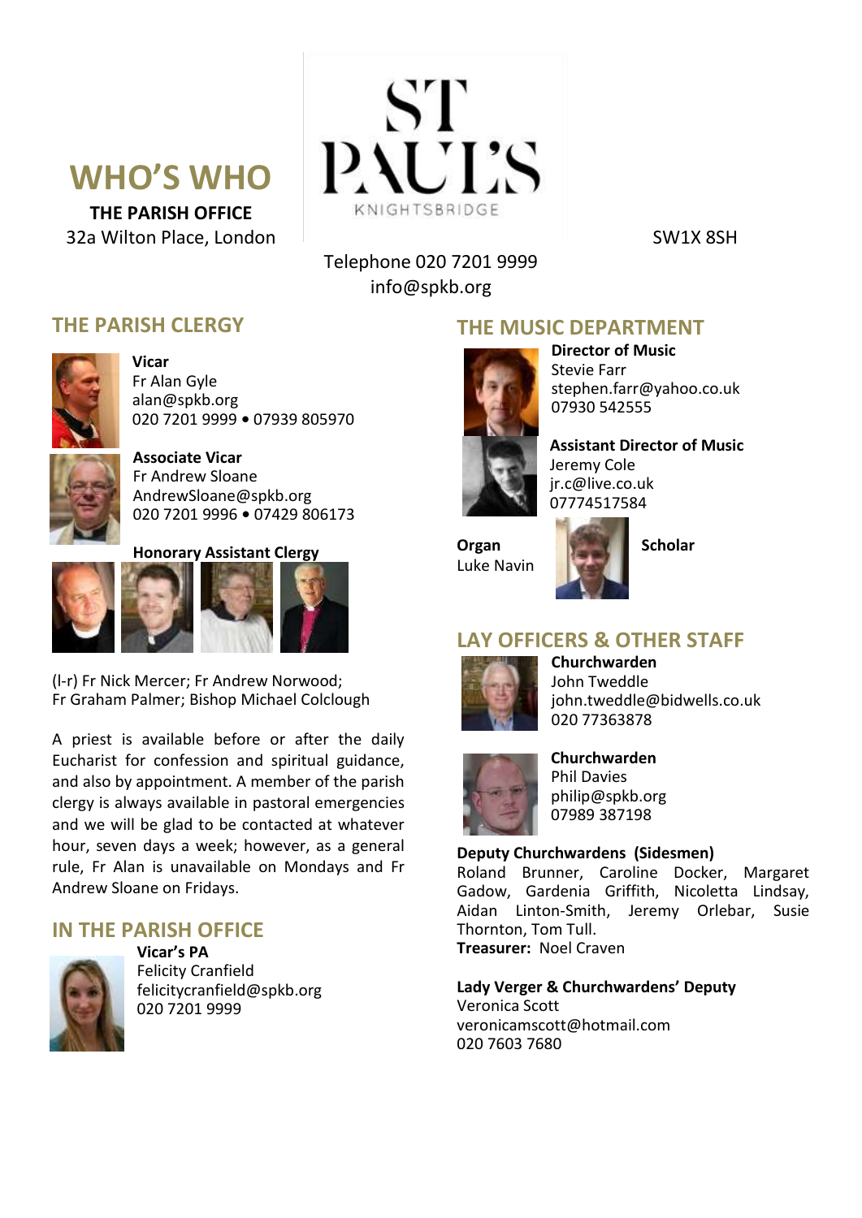# WHO'S WHO

**THE PARISH OFFICE**
32a Wilton Place, London SW1X 8SH
Telephone 020 7201 9999
info@spkb.org

ST PAUL'S
KNIGHTSBRIDGE

## THE PARISH CLERGY

**Vicar**
Fr Alan Gyle
alan@spkb.org
020 7201 9999 • 07939 805970

**Associate Vicar**
Fr Andrew Sloane
AndrewSloane@spkb.org
020 7201 9996 • 07429 806173

**Honorary Assistant Clergy**

(l-r) Fr Nick Mercer; Fr Andrew Norwood;
Fr Graham Palmer; Bishop Michael Colclough

A priest is available before or after the daily Eucharist for confession and spiritual guidance, and also by appointment. A member of the parish clergy is always available in pastoral emergencies and we will be glad to be contacted at whatever hour, seven days a week; however, as a general rule, Fr Alan is unavailable on Mondays and Fr Andrew Sloane on Fridays.

## IN THE PARISH OFFICE

**Vicar's PA**
Felicity Cranfield
felicitycranfield@spkb.org
020 7201 9999

## THE MUSIC DEPARTMENT

**Director of Music**
Stevie Farr
stephen.farr@yahoo.co.uk
07930 542555

**Assistant Director of Music**
Jeremy Cole
jr.c@live.co.uk
07774517584

**Organ Scholar**
Luke Navin

## LAY OFFICERS & OTHER STAFF

**Churchwarden**
John Tweddle
john.tweddle@bidwells.co.uk
020 77363878

**Churchwarden**
Phil Davies
philip@spkb.org
07989 387198

**Deputy Churchwardens (Sidesmen)**
Roland Brunner, Caroline Docker, Margaret Gadow, Gardenia Griffith, Nicoletta Lindsay, Aidan Linton-Smith, Jeremy Orlebar, Susie Thornton, Tom Tull.
**Treasurer:** Noel Craven

**Lady Verger & Churchwardens' Deputy**
Veronica Scott
veronicamscott@hotmail.com
020 7603 7680